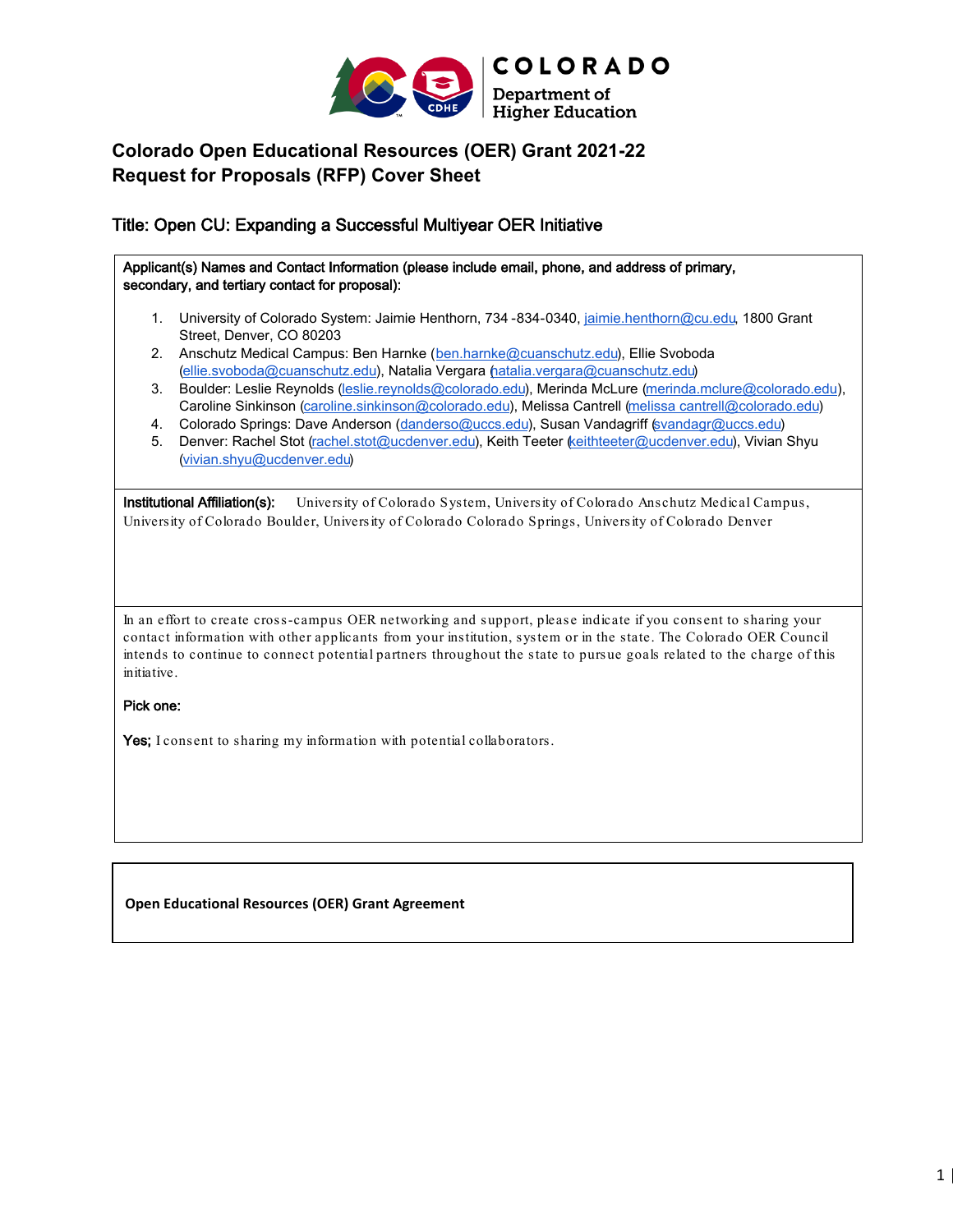COLORADO
Department of Higher Education

# Colorado Open Educational Resources (OER) Grant 2021-22
# Request for Proposals (RFP) Cover Sheet

## Title: Open CU: Expanding a Successful Multiyear OER Initiative

**Applicant(s) Names and Contact Information (please include email, phone, and address of primary, secondary, and tertiary contact for proposal):**

1. University of Colorado System: Jaimie Henthorn, 734 -834-0340, jaimie.henthorn@cu.edu, 1800 Grant Street, Denver, CO 80203
2. Anschutz Medical Campus: Ben Harnke (ben.harnke@cuanschutz.edu), Ellie Svoboda (ellie.svoboda@cuanschutz.edu), Natalia Vergara (natalia.vergara@cuanschutz.edu)
3. Boulder: Leslie Reynolds (leslie.reynolds@colorado.edu), Merinda McLure (merinda.mclure@colorado.edu), Caroline Sinkinson (caroline.sinkinson@colorado.edu), Melissa Cantrell (melissa cantrell@colorado.edu)
4. Colorado Springs: Dave Anderson (danderso@uccs.edu), Susan Vandagriff (svandagr@uccs.edu)
5. Denver: Rachel Stot (rachel.stot@ucdenver.edu), Keith Teeter (keithteeter@ucdenver.edu), Vivian Shyu (vivian.shyu@ucdenver.edu)

**Institutional Affiliation(s):** University of Colorado System, University of Colorado Anschutz Medical Campus, University of Colorado Boulder, University of Colorado Colorado Springs, University of Colorado Denver

In an effort to create cross-campus OER networking and support, please indicate if you consent to sharing your contact information with other applicants from your institution, system or in the state. The Colorado OER Council intends to continue to connect potential partners throughout the state to pursue goals related to the charge of this initiative.

**Pick one:**

**Yes;** I consent to sharing my information with potential collaborators.

**Open Educational Resources (OER) Grant Agreement**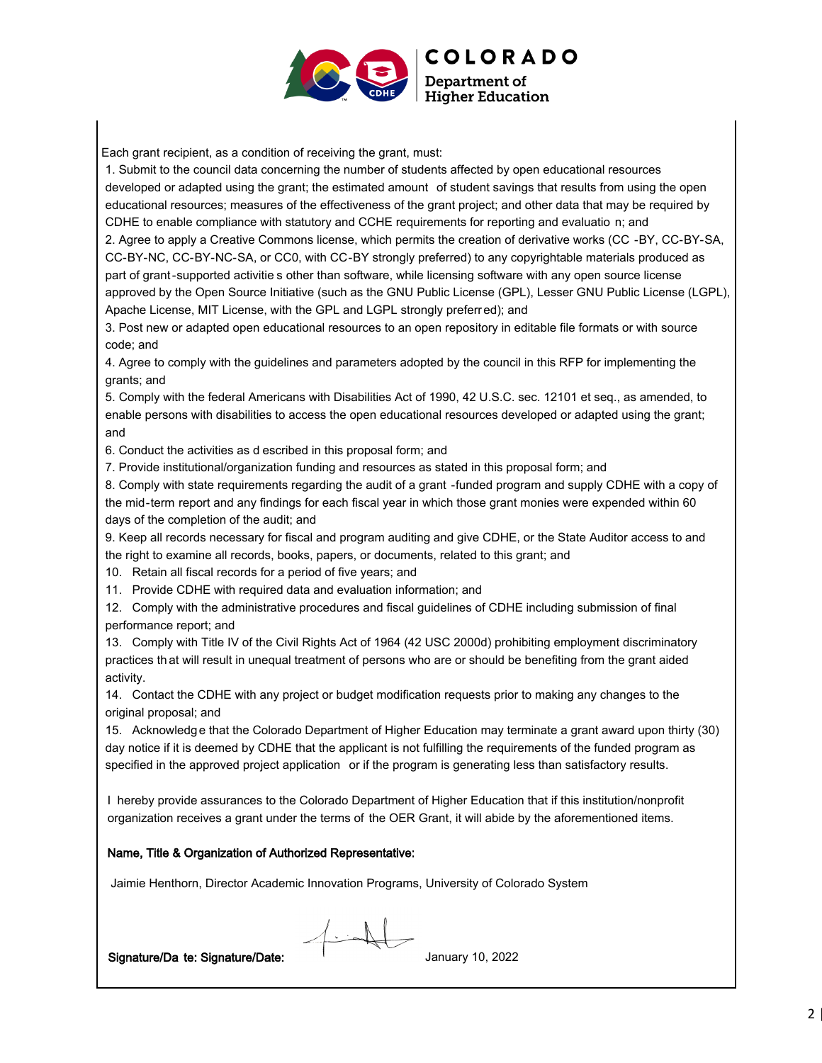Each grant recipient, as a condition of receiving the grant, must:

1. Submit to the council data concerning the number of students affected by open educational resources developed or adapted using the grant; the estimated amount of student savings that results from using the open educational resources; measures of the effectiveness of the grant project; and other data that may be required by CDHE to enable compliance with statutory and CCHE requirements for reporting and evaluation; and
2. Agree to apply a Creative Commons license, which permits the creation of derivative works (CC-BY, CC-BY-SA, CC-BY-NC, CC-BY-NC-SA, or CC0, with CC-BY strongly preferred) to any copyrightable materials produced as part of grant-supported activities other than software, while licensing software with any open source license approved by the Open Source Initiative (such as the GNU Public License (GPL), Lesser GNU Public License (LGPL), Apache License, MIT License, with the GPL and LGPL strongly preferred); and
3. Post new or adapted open educational resources to an open repository in editable file formats or with source code; and
4. Agree to comply with the guidelines and parameters adopted by the council in this RFP for implementing the grants; and
5. Comply with the federal Americans with Disabilities Act of 1990, 42 U.S.C. sec. 12101 et seq., as amended, to enable persons with disabilities to access the open educational resources developed or adapted using the grant; and
6. Conduct the activities as described in this proposal form; and
7. Provide institutional/organization funding and resources as stated in this proposal form; and
8. Comply with state requirements regarding the audit of a grant-funded program and supply CDHE with a copy of the mid-term report and any findings for each fiscal year in which those grant monies were expended within 60 days of the completion of the audit; and
9. Keep all records necessary for fiscal and program auditing and give CDHE, or the State Auditor access to and the right to examine all records, books, papers, or documents, related to this grant; and
10. Retain all fiscal records for a period of five years; and
11. Provide CDHE with required data and evaluation information; and
12. Comply with the administrative procedures and fiscal guidelines of CDHE including submission of final performance report; and
13. Comply with Title IV of the Civil Rights Act of 1964 (42 USC 2000d) prohibiting employment discriminatory practices that will result in unequal treatment of persons who are or should be benefiting from the grant aided activity.
14. Contact the CDHE with any project or budget modification requests prior to making any changes to the original proposal; and
15. Acknowledge that the Colorado Department of Higher Education may terminate a grant award upon thirty (30) day notice if it is deemed by CDHE that the applicant is not fulfilling the requirements of the funded program as specified in the approved project application or if the program is generating less than satisfactory results.

I hereby provide assurances to the Colorado Department of Higher Education that if this institution/nonprofit organization receives a grant under the terms of the OER Grant, it will abide by the aforementioned items.

**Name, Title & Organization of Authorized Representative:**

Jaimie Henthorn, Director Academic Innovation Programs, University of Colorado System

**Signature/Date: Signature/Date:** January 10, 2022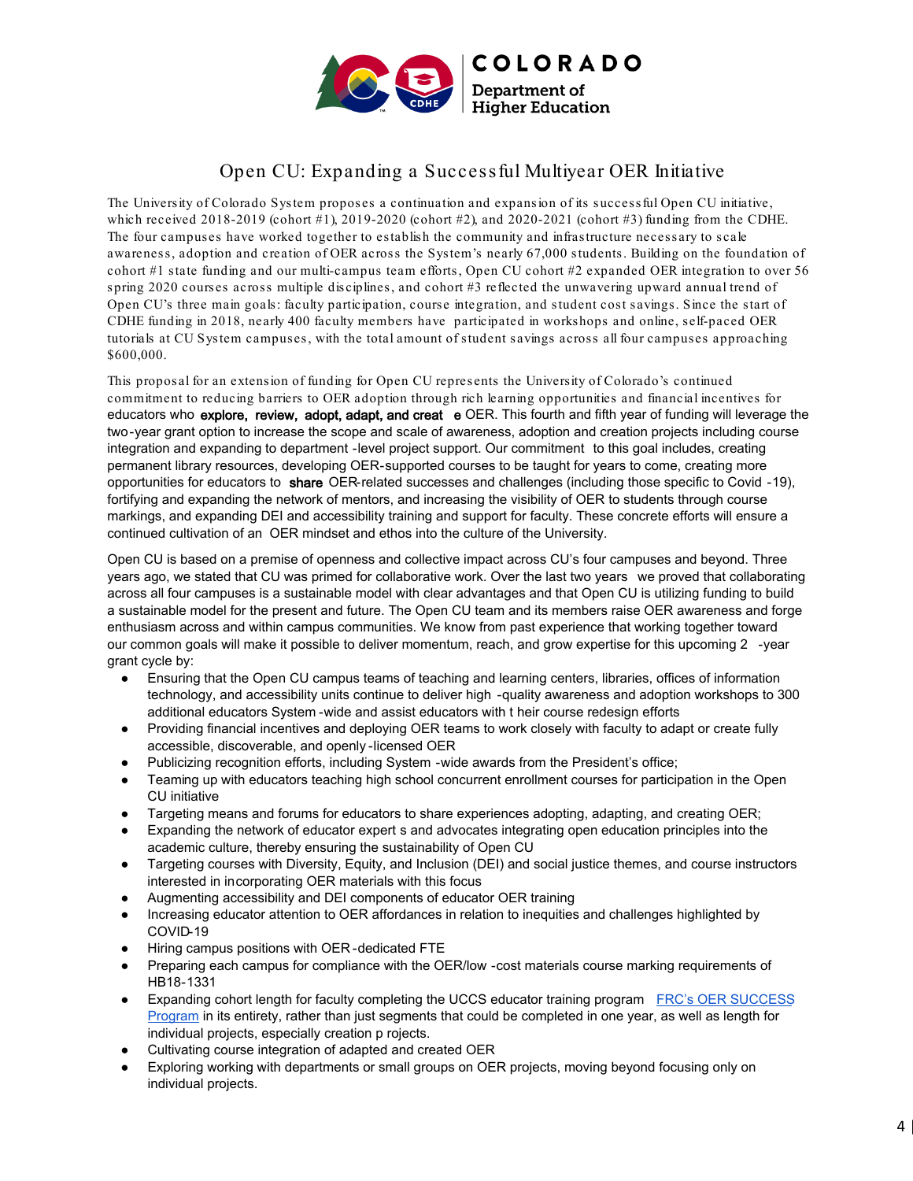# Open CU: Expanding a Successful Multiyear OER Initiative

The University of Colorado System proposes a continuation and expansion of its successful Open CU initiative, which received 2018-2019 (cohort #1), 2019-2020 (cohort #2), and 2020-2021 (cohort #3) funding from the CDHE. The four campuses have worked together to establish the community and infrastructure necessary to scale awareness, adoption and creation of OER across the System's nearly 67,000 students. Building on the foundation of cohort #1 state funding and our multi-campus team efforts, Open CU cohort #2 expanded OER integration to over 56 spring 2020 courses across multiple disciplines, and cohort #3 reflected the unwavering upward annual trend of Open CU's three main goals: faculty participation, course integration, and student cost savings. Since the start of CDHE funding in 2018, nearly 400 faculty members have participated in workshops and online, self-paced OER tutorials at CU System campuses, with the total amount of student savings across all four campuses approaching $600,000.

This proposal for an extension of funding for Open CU represents the University of Colorado's continued commitment to reducing barriers to OER adoption through rich learning opportunities and financial incentives for educators who **explore, review, adopt, adapt, and create** OER. This fourth and fifth year of funding will leverage the two-year grant option to increase the scope and scale of awareness, adoption and creation projects including course integration and expanding to department-level project support. Our commitment to this goal includes, creating permanent library resources, developing OER-supported courses to be taught for years to come, creating more opportunities for educators to **share** OER-related successes and challenges (including those specific to Covid-19), fortifying and expanding the network of mentors, and increasing the visibility of OER to students through course markings, and expanding DEI and accessibility training and support for faculty. These concrete efforts will ensure a continued cultivation of an OER mindset and ethos into the culture of the University.

Open CU is based on a premise of openness and collective impact across CU's four campuses and beyond. Three years ago, we stated that CU was primed for collaborative work. Over the last two years we proved that collaborating across all four campuses is a sustainable model with clear advantages and that Open CU is utilizing funding to build a sustainable model for the present and future. The Open CU team and its members raise OER awareness and forge enthusiasm across and within campus communities. We know from past experience that working together toward our common goals will make it possible to deliver momentum, reach, and grow expertise for this upcoming 2-year grant cycle by:

- Ensuring that the Open CU campus teams of teaching and learning centers, libraries, offices of information technology, and accessibility units continue to deliver high-quality awareness and adoption workshops to 300 additional educators System-wide and assist educators with their course redesign efforts
- Providing financial incentives and deploying OER teams to work closely with faculty to adapt or create fully accessible, discoverable, and openly-licensed OER
- Publicizing recognition efforts, including System-wide awards from the President's office;
- Teaming up with educators teaching high school concurrent enrollment courses for participation in the Open CU initiative
- Targeting means and forums for educators to share experiences adopting, adapting, and creating OER;
- Expanding the network of educator experts and advocates integrating open education principles into the academic culture, thereby ensuring the sustainability of Open CU
- Targeting courses with Diversity, Equity, and Inclusion (DEI) and social justice themes, and course instructors interested in incorporating OER materials with this focus
- Augmenting accessibility and DEI components of educator OER training
- Increasing educator attention to OER affordances in relation to inequities and challenges highlighted by COVID-19
- Hiring campus positions with OER-dedicated FTE
- Preparing each campus for compliance with the OER/low-cost materials course marking requirements of HB18-1331
- Expanding cohort length for faculty completing the UCCS educator training program [FRC's OER SUCCESS Program] in its entirety, rather than just segments that could be completed in one year, as well as length for individual projects, especially creation projects.
- Cultivating course integration of adapted and created OER
- Exploring working with departments or small groups on OER projects, moving beyond focusing only on individual projects.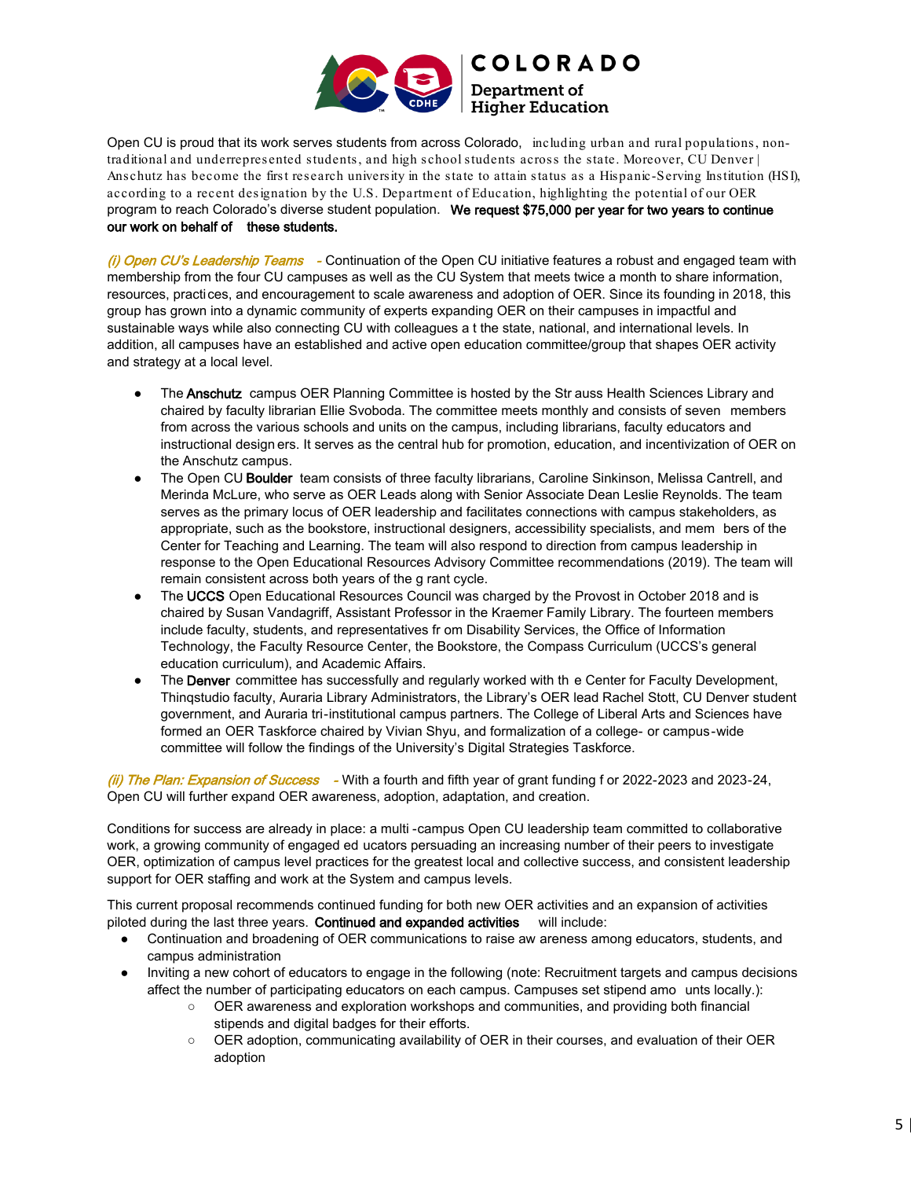Open CU is proud that its work serves students from across Colorado, including urban and rural populations, non-traditional and underrepresented students, and high school students across the state. Moreover, CU Denver | Anschutz has become the first research university in the state to attain status as a Hispanic-Serving Institution (HSI), according to a recent designation by the U.S. Department of Education, highlighting the potential of our OER program to reach Colorado's diverse student population. **We request $75,000 per year for two years to continue our work on behalf of these students.**

*(i) Open CU's Leadership Teams* - Continuation of the Open CU initiative features a robust and engaged team with membership from the four CU campuses as well as the CU System that meets twice a month to share information, resources, practices, and encouragement to scale awareness and adoption of OER. Since its founding in 2018, this group has grown into a dynamic community of experts expanding OER on their campuses in impactful and sustainable ways while also connecting CU with colleagues at the state, national, and international levels. In addition, all campuses have an established and active open education committee/group that shapes OER activity and strategy at a local level.

- The **Anschutz** campus OER Planning Committee is hosted by the Strauss Health Sciences Library and chaired by faculty librarian Ellie Svoboda. The committee meets monthly and consists of seven members from across the various schools and units on the campus, including librarians, faculty educators and instructional designers. It serves as the central hub for promotion, education, and incentivization of OER on the Anschutz campus.
- The Open CU **Boulder** team consists of three faculty librarians, Caroline Sinkinson, Melissa Cantrell, and Merinda McLure, who serve as OER Leads along with Senior Associate Dean Leslie Reynolds. The team serves as the primary locus of OER leadership and facilitates connections with campus stakeholders, as appropriate, such as the bookstore, instructional designers, accessibility specialists, and members of the Center for Teaching and Learning. The team will also respond to direction from campus leadership in response to the Open Educational Resources Advisory Committee recommendations (2019). The team will remain consistent across both years of the grant cycle.
- The **UCCS** Open Educational Resources Council was charged by the Provost in October 2018 and is chaired by Susan Vandagriff, Assistant Professor in the Kraemer Family Library. The fourteen members include faculty, students, and representatives from Disability Services, the Office of Information Technology, the Faculty Resource Center, the Bookstore, the Compass Curriculum (UCCS's general education curriculum), and Academic Affairs.
- The **Denver** committee has successfully and regularly worked with the Center for Faculty Development, Thinqstudio faculty, Auraria Library Administrators, the Library's OER lead Rachel Stott, CU Denver student government, and Auraria tri-institutional campus partners. The College of Liberal Arts and Sciences have formed an OER Taskforce chaired by Vivian Shyu, and formalization of a college- or campus-wide committee will follow the findings of the University's Digital Strategies Taskforce.

*(ii) The Plan: Expansion of Success* - With a fourth and fifth year of grant funding for 2022-2023 and 2023-24, Open CU will further expand OER awareness, adoption, adaptation, and creation.

Conditions for success are already in place: a multi-campus Open CU leadership team committed to collaborative work, a growing community of engaged educators persuading an increasing number of their peers to investigate OER, optimization of campus level practices for the greatest local and collective success, and consistent leadership support for OER staffing and work at the System and campus levels.

This current proposal recommends continued funding for both new OER activities and an expansion of activities piloted during the last three years. **Continued and expanded activities** will include:

- Continuation and broadening of OER communications to raise awareness among educators, students, and campus administration
- Inviting a new cohort of educators to engage in the following (note: Recruitment targets and campus decisions affect the number of participating educators on each campus. Campuses set stipend amounts locally.):
  - OER awareness and exploration workshops and communities, and providing both financial stipends and digital badges for their efforts.
  - OER adoption, communicating availability of OER in their courses, and evaluation of their OER adoption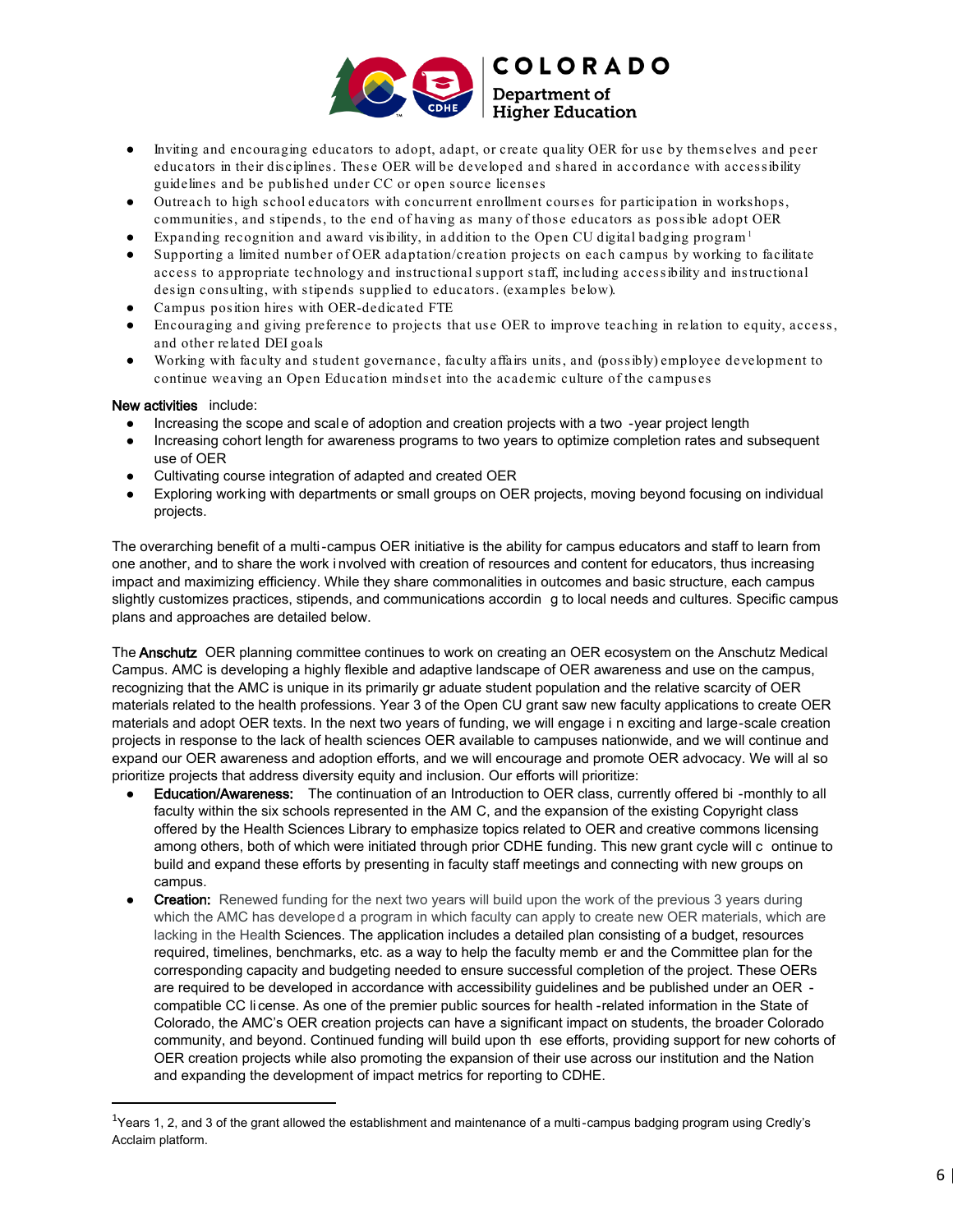- Inviting and encouraging educators to adopt, adapt, or create quality OER for use by themselves and peer educators in their disciplines. These OER will be developed and shared in accordance with accessibility guidelines and be published under CC or open source licenses
- Outreach to high school educators with concurrent enrollment courses for participation in workshops, communities, and stipends, to the end of having as many of those educators as possible adopt OER
- Expanding recognition and award visibility, in addition to the Open CU digital badging program[1]
- Supporting a limited number of OER adaptation/creation projects on each campus by working to facilitate access to appropriate technology and instructional support staff, including accessibility and instructional design consulting, with stipends supplied to educators. (examples below).
- Campus position hires with OER-dedicated FTE
- Encouraging and giving preference to projects that use OER to improve teaching in relation to equity, access, and other related DEI goals
- Working with faculty and student governance, faculty affairs units, and (possibly) employee development to continue weaving an Open Education mindset into the academic culture of the campuses

**New activities** include:

- Increasing the scope and scale of adoption and creation projects with a two -year project length
- Increasing cohort length for awareness programs to two years to optimize completion rates and subsequent use of OER
- Cultivating course integration of adapted and created OER
- Exploring working with departments or small groups on OER projects, moving beyond focusing on individual projects.

The overarching benefit of a multi-campus OER initiative is the ability for campus educators and staff to learn from one another, and to share the work involved with creation of resources and content for educators, thus increasing impact and maximizing efficiency. While they share commonalities in outcomes and basic structure, each campus slightly customizes practices, stipends, and communications according to local needs and cultures. Specific campus plans and approaches are detailed below.

The **Anschutz** OER planning committee continues to work on creating an OER ecosystem on the Anschutz Medical Campus. AMC is developing a highly flexible and adaptive landscape of OER awareness and use on the campus, recognizing that the AMC is unique in its primarily graduate student population and the relative scarcity of OER materials related to the health professions. Year 3 of the Open CU grant saw new faculty applications to create OER materials and adopt OER texts. In the next two years of funding, we will engage in exciting and large-scale creation projects in response to the lack of health sciences OER available to campuses nationwide, and we will continue and expand our OER awareness and adoption efforts, and we will encourage and promote OER advocacy. We will also prioritize projects that address diversity equity and inclusion. Our efforts will prioritize:

- **Education/Awareness:** The continuation of an Introduction to OER class, currently offered bi-monthly to all faculty within the six schools represented in the AMC, and the expansion of the existing Copyright class offered by the Health Sciences Library to emphasize topics related to OER and creative commons licensing among others, both of which were initiated through prior CDHE funding. This new grant cycle will continue to build and expand these efforts by presenting in faculty staff meetings and connecting with new groups on campus.
- **Creation:** Renewed funding for the next two years will build upon the work of the previous 3 years during which the AMC has developed a program in which faculty can apply to create new OER materials, which are lacking in the Health Sciences. The application includes a detailed plan consisting of a budget, resources required, timelines, benchmarks, etc. as a way to help the faculty member and the Committee plan for the corresponding capacity and budgeting needed to ensure successful completion of the project. These OERs are required to be developed in accordance with accessibility guidelines and be published under an OER-compatible CC license. As one of the premier public sources for health-related information in the State of Colorado, the AMC's OER creation projects can have a significant impact on students, the broader Colorado community, and beyond. Continued funding will build upon these efforts, providing support for new cohorts of OER creation projects while also promoting the expansion of their use across our institution and the Nation and expanding the development of impact metrics for reporting to CDHE.

[1] Years 1, 2, and 3 of the grant allowed the establishment and maintenance of a multi-campus badging program using Credly's Acclaim platform.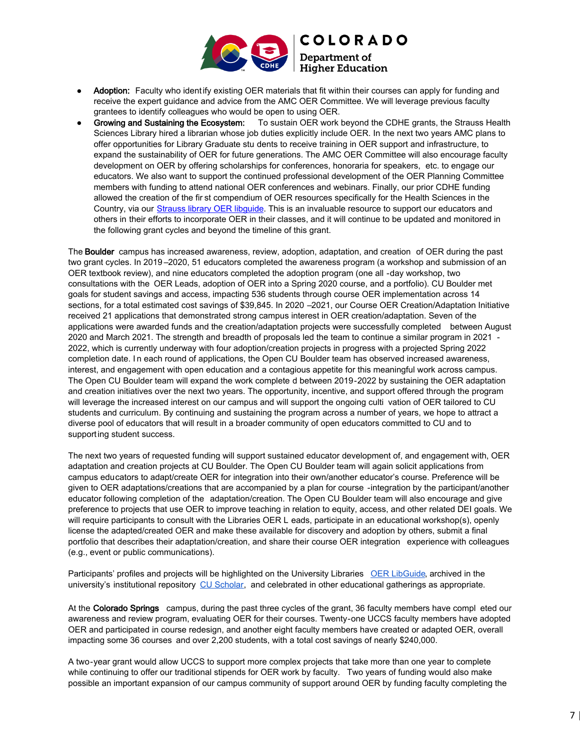- **Adoption:** Faculty who identify existing OER materials that fit within their courses can apply for funding and receive the expert guidance and advice from the AMC OER Committee. We will leverage previous faculty grantees to identify colleagues who would be open to using OER.
- **Growing and Sustaining the Ecosystem:** To sustain OER work beyond the CDHE grants, the Strauss Health Sciences Library hired a librarian whose job duties explicitly include OER. In the next two years AMC plans to offer opportunities for Library Graduate students to receive training in OER support and infrastructure, to expand the sustainability of OER for future generations. The AMC OER Committee will also encourage faculty development on OER by offering scholarships for conferences, honoraria for speakers, etc. to engage our educators. We also want to support the continued professional development of the OER Planning Committee members with funding to attend national OER conferences and webinars. Finally, our prior CDHE funding allowed the creation of the first compendium of OER resources specifically for the Health Sciences in the Country, via our [Strauss library OER libguide](). This is an invaluable resource to support our educators and others in their efforts to incorporate OER in their classes, and it will continue to be updated and monitored in the following grant cycles and beyond the timeline of this grant.

The **Boulder** campus has increased awareness, review, adoption, adaptation, and creation of OER during the past two grant cycles. In 2019–2020, 51 educators completed the awareness program (a workshop and submission of an OER textbook review), and nine educators completed the adoption program (one all-day workshop, two consultations with the OER Leads, adoption of OER into a Spring 2020 course, and a portfolio). CU Boulder met goals for student savings and access, impacting 536 students through course OER implementation across 14 sections, for a total estimated cost savings of $39,845. In 2020–2021, our Course OER Creation/Adaptation Initiative received 21 applications that demonstrated strong campus interest in OER creation/adaptation. Seven of the applications were awarded funds and the creation/adaptation projects were successfully completed between August 2020 and March 2021. The strength and breadth of proposals led the team to continue a similar program in 2021-2022, which is currently underway with four adoption/creation projects in progress with a projected Spring 2022 completion date. In each round of applications, the Open CU Boulder team has observed increased awareness, interest, and engagement with open education and a contagious appetite for this meaningful work across campus. The Open CU Boulder team will expand the work completed between 2019-2022 by sustaining the OER adaptation and creation initiatives over the next two years. The opportunity, incentive, and support offered through the program will leverage the increased interest on our campus and will support the ongoing cultivation of OER tailored to CU students and curriculum. By continuing and sustaining the program across a number of years, we hope to attract a diverse pool of educators that will result in a broader community of open educators committed to CU and to supporting student success.

The next two years of requested funding will support sustained educator development of, and engagement with, OER adaptation and creation projects at CU Boulder. The Open CU Boulder team will again solicit applications from campus educators to adapt/create OER for integration into their own/another educator's course. Preference will be given to OER adaptations/creations that are accompanied by a plan for course-integration by the participant/another educator following completion of the adaptation/creation. The Open CU Boulder team will also encourage and give preference to projects that use OER to improve teaching in relation to equity, access, and other related DEI goals. We will require participants to consult with the Libraries OER Leads, participate in an educational workshop(s), openly license the adapted/created OER and make these available for discovery and adoption by others, submit a final portfolio that describes their adaptation/creation, and share their course OER integration experience with colleagues (e.g., event or public communications).

Participants' profiles and projects will be highlighted on the University Libraries [OER LibGuide](), archived in the university's institutional repository [CU Scholar](), and celebrated in other educational gatherings as appropriate.

At the **Colorado Springs** campus, during the past three cycles of the grant, 36 faculty members have completed our awareness and review program, evaluating OER for their courses. Twenty-one UCCS faculty members have adopted OER and participated in course redesign, and another eight faculty members have created or adapted OER, overall impacting some 36 courses and over 2,200 students, with a total cost savings of nearly $240,000.

A two-year grant would allow UCCS to support more complex projects that take more than one year to complete while continuing to offer our traditional stipends for OER work by faculty. Two years of funding would also make possible an important expansion of our campus community of support around OER by funding faculty completing the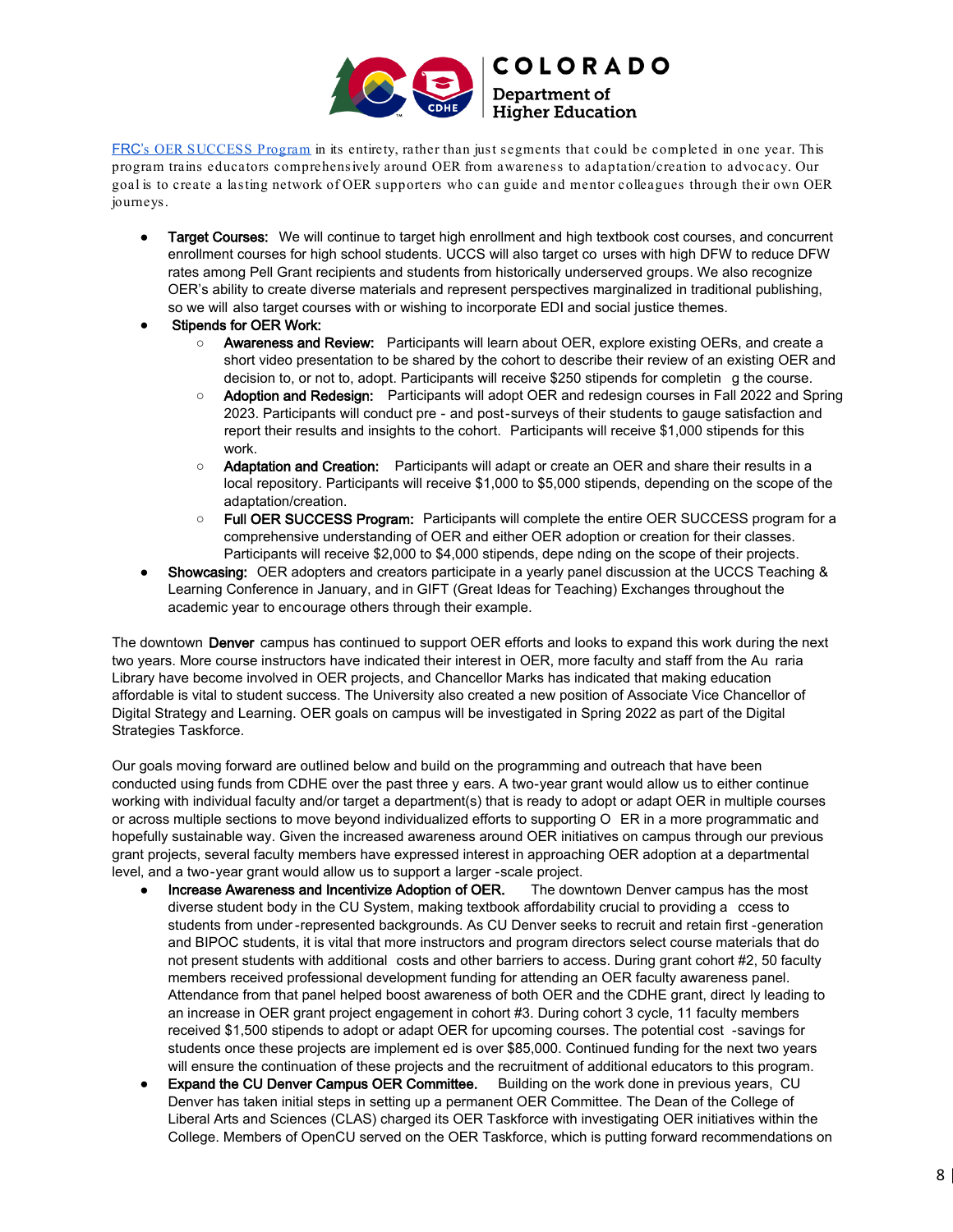[FRC's OER SUCCESS Program](#) in its entirety, rather than just segments that could be completed in one year. This program trains educators comprehensively around OER from awareness to adaptation/creation to advocacy. Our goal is to create a lasting network of OER supporters who can guide and mentor colleagues through their own OER journeys.

- **Target Courses:** We will continue to target high enrollment and high textbook cost courses, and concurrent enrollment courses for high school students. UCCS will also target courses with high DFW to reduce DFW rates among Pell Grant recipients and students from historically underserved groups. We also recognize OER's ability to create diverse materials and represent perspectives marginalized in traditional publishing, so we will also target courses with or wishing to incorporate EDI and social justice themes.
- **Stipends for OER Work:**
  - **Awareness and Review:** Participants will learn about OER, explore existing OERs, and create a short video presentation to be shared by the cohort to describe their review of an existing OER and decision to, or not to, adopt. Participants will receive $250 stipends for completing the course.
  - **Adoption and Redesign:** Participants will adopt OER and redesign courses in Fall 2022 and Spring 2023. Participants will conduct pre- and post-surveys of their students to gauge satisfaction and report their results and insights to the cohort. Participants will receive $1,000 stipends for this work.
  - **Adaptation and Creation:** Participants will adapt or create an OER and share their results in a local repository. Participants will receive $1,000 to $5,000 stipends, depending on the scope of the adaptation/creation.
  - **Full OER SUCCESS Program:** Participants will complete the entire OER SUCCESS program for a comprehensive understanding of OER and either OER adoption or creation for their classes. Participants will receive $2,000 to $4,000 stipends, depending on the scope of their projects.
- **Showcasing:** OER adopters and creators participate in a yearly panel discussion at the UCCS Teaching & Learning Conference in January, and in GIFT (Great Ideas for Teaching) Exchanges throughout the academic year to encourage others through their example.

The downtown **Denver** campus has continued to support OER efforts and looks to expand this work during the next two years. More course instructors have indicated their interest in OER, more faculty and staff from the Auraria Library have become involved in OER projects, and Chancellor Marks has indicated that making education affordable is vital to student success. The University also created a new position of Associate Vice Chancellor of Digital Strategy and Learning. OER goals on campus will be investigated in Spring 2022 as part of the Digital Strategies Taskforce.

Our goals moving forward are outlined below and build on the programming and outreach that have been conducted using funds from CDHE over the past three years. A two-year grant would allow us to either continue working with individual faculty and/or target a department(s) that is ready to adopt or adapt OER in multiple courses or across multiple sections to move beyond individualized efforts to supporting OER in a more programmatic and hopefully sustainable way. Given the increased awareness around OER initiatives on campus through our previous grant projects, several faculty members have expressed interest in approaching OER adoption at a departmental level, and a two-year grant would allow us to support a larger-scale project.

- **Increase Awareness and Incentivize Adoption of OER.** The downtown Denver campus has the most diverse student body in the CU System, making textbook affordability crucial to providing access to students from under-represented backgrounds. As CU Denver seeks to recruit and retain first-generation and BIPOC students, it is vital that more instructors and program directors select course materials that do not present students with additional costs and other barriers to access. During grant cohort #2, 50 faculty members received professional development funding for attending an OER faculty awareness panel. Attendance from that panel helped boost awareness of both OER and the CDHE grant, directly leading to an increase in OER grant project engagement in cohort #3. During cohort 3 cycle, 11 faculty members received $1,500 stipends to adopt or adapt OER for upcoming courses. The potential cost-savings for students once these projects are implemented is over $85,000. Continued funding for the next two years will ensure the continuation of these projects and the recruitment of additional educators to this program.
- **Expand the CU Denver Campus OER Committee.** Building on the work done in previous years, CU Denver has taken initial steps in setting up a permanent OER Committee. The Dean of the College of Liberal Arts and Sciences (CLAS) charged its OER Taskforce with investigating OER initiatives within the College. Members of OpenCU served on the OER Taskforce, which is putting forward recommendations on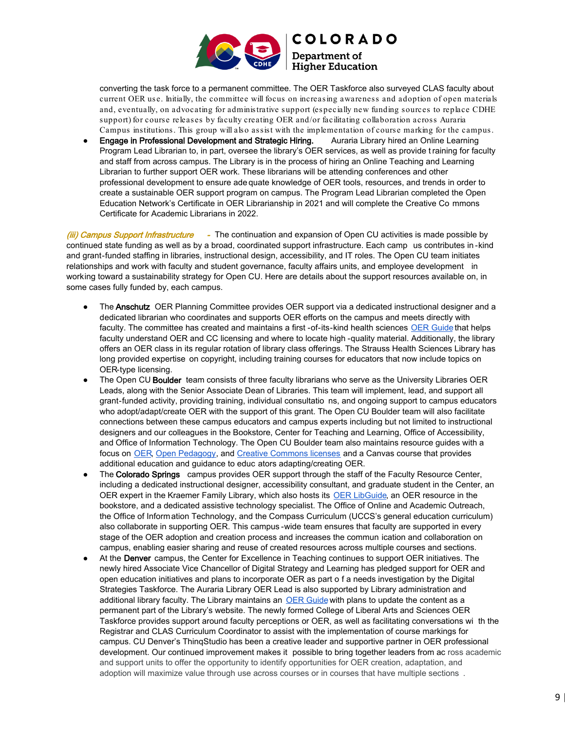converting the task force to a permanent committee. The OER Taskforce also surveyed CLAS faculty about current OER use. Initially, the committee will focus on increasing awareness and adoption of open materials and, eventually, on advocating for administrative support (especially new funding sources to replace CDHE support) for course releases by faculty creating OER and/or facilitating collaboration across Auraria Campus institutions. This group will also assist with the implementation of course marking for the campus.

- **Engage in Professional Development and Strategic Hiring.** Auraria Library hired an Online Learning Program Lead Librarian to, in part, oversee the library's OER services, as well as provide training for faculty and staff from across campus. The Library is in the process of hiring an Online Teaching and Learning Librarian to further support OER work. These librarians will be attending conferences and other professional development to ensure adequate knowledge of OER tools, resources, and trends in order to create a sustainable OER support program on campus. The Program Lead Librarian completed the Open Education Network's Certificate in OER Librarianship in 2021 and will complete the Creative Commons Certificate for Academic Librarians in 2022.

*(iii) Campus Support Infrastructure* - The continuation and expansion of Open CU activities is made possible by continued state funding as well as by a broad, coordinated support infrastructure. Each campus contributes in-kind and grant-funded staffing in libraries, instructional design, accessibility, and IT roles. The Open CU team initiates relationships and work with faculty and student governance, faculty affairs units, and employee development in working toward a sustainability strategy for Open CU. Here are details about the support resources available on, in some cases fully funded by, each campus.

- The **Anschutz** OER Planning Committee provides OER support via a dedicated instructional designer and a dedicated librarian who coordinates and supports OER efforts on the campus and meets directly with faculty. The committee has created and maintains a first-of-its-kind health sciences OER Guide that helps faculty understand OER and CC licensing and where to locate high-quality material. Additionally, the library offers an OER class in its regular rotation of library class offerings. The Strauss Health Sciences Library has long provided expertise on copyright, including training courses for educators that now include topics on OER-type licensing.
- The Open CU **Boulder** team consists of three faculty librarians who serve as the University Libraries OER Leads, along with the Senior Associate Dean of Libraries. This team will implement, lead, and support all grant-funded activity, providing training, individual consultations, and ongoing support to campus educators who adopt/adapt/create OER with the support of this grant. The Open CU Boulder team will also facilitate connections between these campus educators and campus experts including but not limited to instructional designers and our colleagues in the Bookstore, Center for Teaching and Learning, Office of Accessibility, and Office of Information Technology. The Open CU Boulder team also maintains resource guides with a focus on OER, Open Pedagogy, and Creative Commons licenses and a Canvas course that provides additional education and guidance to educators adapting/creating OER.
- The **Colorado Springs** campus provides OER support through the staff of the Faculty Resource Center, including a dedicated instructional designer, accessibility consultant, and graduate student in the Center, an OER expert in the Kraemer Family Library, which also hosts its OER LibGuide, an OER resource in the bookstore, and a dedicated assistive technology specialist. The Office of Online and Academic Outreach, the Office of Information Technology, and the Compass Curriculum (UCCS's general education curriculum) also collaborate in supporting OER. This campus-wide team ensures that faculty are supported in every stage of the OER adoption and creation process and increases the communication and collaboration on campus, enabling easier sharing and reuse of created resources across multiple courses and sections.
- At the **Denver** campus, the Center for Excellence in Teaching continues to support OER initiatives. The newly hired Associate Vice Chancellor of Digital Strategy and Learning has pledged support for OER and open education initiatives and plans to incorporate OER as part of a needs investigation by the Digital Strategies Taskforce. The Auraria Library OER Lead is also supported by Library administration and additional library faculty. The Library maintains an OER Guide with plans to update the content as a permanent part of the Library's website. The newly formed College of Liberal Arts and Sciences OER Taskforce provides support around faculty perceptions or OER, as well as facilitating conversations with the Registrar and CLAS Curriculum Coordinator to assist with the implementation of course markings for campus. CU Denver's ThinqStudio has been a creative leader and supportive partner in OER professional development. Our continued improvement makes it possible to bring together leaders from across academic and support units to offer the opportunity to identify opportunities for OER creation, adaptation, and adoption will maximize value through use across courses or in courses that have multiple sections.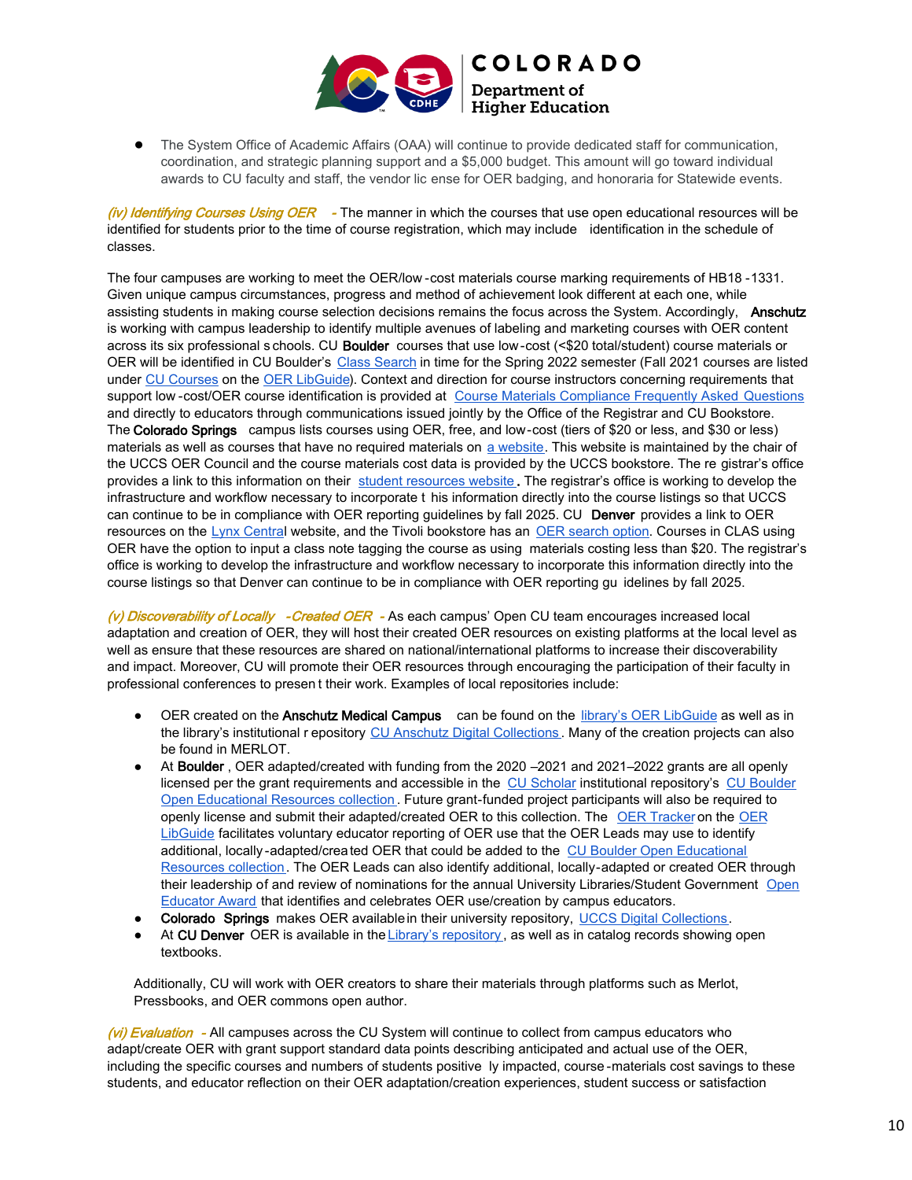- The System Office of Academic Affairs (OAA) will continue to provide dedicated staff for communication, coordination, and strategic planning support and a $5,000 budget. This amount will go toward individual awards to CU faculty and staff, the vendor license for OER badging, and honoraria for Statewide events.

*(iv) Identifying Courses Using OER* - The manner in which the courses that use open educational resources will be identified for students prior to the time of course registration, which may include identification in the schedule of classes.

The four campuses are working to meet the OER/low-cost materials course marking requirements of HB18-1331. Given unique campus circumstances, progress and method of achievement look different at each one, while assisting students in making course selection decisions remains the focus across the System. Accordingly, **Anschutz** is working with campus leadership to identify multiple avenues of labeling and marketing courses with OER content across its six professional schools. CU **Boulder** courses that use low-cost (<$20 total/student) course materials or OER will be identified in CU Boulder's Class Search in time for the Spring 2022 semester (Fall 2021 courses are listed under CU Courses on the OER LibGuide). Context and direction for course instructors concerning requirements that support low-cost/OER course identification is provided at Course Materials Compliance Frequently Asked Questions and directly to educators through communications issued jointly by the Office of the Registrar and CU Bookstore. The **Colorado Springs** campus lists courses using OER, free, and low-cost (tiers of $20 or less, and $30 or less) materials as well as courses that have no required materials on a website. This website is maintained by the chair of the UCCS OER Council and the course materials cost data is provided by the UCCS bookstore. The registrar's office provides a link to this information on their student resources website. The registrar's office is working to develop the infrastructure and workflow necessary to incorporate this information directly into the course listings so that UCCS can continue to be in compliance with OER reporting guidelines by fall 2025. CU **Denver** provides a link to OER resources on the Lynx Central website, and the Tivoli bookstore has an OER search option. Courses in CLAS using OER have the option to input a class note tagging the course as using materials costing less than $20. The registrar's office is working to develop the infrastructure and workflow necessary to incorporate this information directly into the course listings so that Denver can continue to be in compliance with OER reporting guidelines by fall 2025.

*(v) Discoverability of Locally-Created OER* - As each campus' Open CU team encourages increased local adaptation and creation of OER, they will host their created OER resources on existing platforms at the local level as well as ensure that these resources are shared on national/international platforms to increase their discoverability and impact. Moreover, CU will promote their OER resources through encouraging the participation of their faculty in professional conferences to present their work. Examples of local repositories include:

- OER created on the **Anschutz Medical Campus** can be found on the library's OER LibGuide as well as in the library's institutional repository CU Anschutz Digital Collections. Many of the creation projects can also be found in MERLOT.
- At **Boulder**, OER adapted/created with funding from the 2020–2021 and 2021–2022 grants are all openly licensed per the grant requirements and accessible in the CU Scholar institutional repository's CU Boulder Open Educational Resources collection. Future grant-funded project participants will also be required to openly license and submit their adapted/created OER to this collection. The OER Tracker on the OER LibGuide facilitates voluntary educator reporting of OER use that the OER Leads may use to identify additional, locally-adapted/created OER that could be added to the CU Boulder Open Educational Resources collection. The OER Leads can also identify additional, locally-adapted or created OER through their leadership of and review of nominations for the annual University Libraries/Student Government Open Educator Award that identifies and celebrates OER use/creation by campus educators.
- **Colorado Springs** makes OER available in their university repository, UCCS Digital Collections.
- At **CU Denver** OER is available in the Library's repository, as well as in catalog records showing open textbooks.

Additionally, CU will work with OER creators to share their materials through platforms such as Merlot, Pressbooks, and OER commons open author.

*(vi) Evaluation* - All campuses across the CU System will continue to collect from campus educators who adapt/create OER with grant support standard data points describing anticipated and actual use of the OER, including the specific courses and numbers of students positively impacted, course-materials cost savings to these students, and educator reflection on their OER adaptation/creation experiences, student success or satisfaction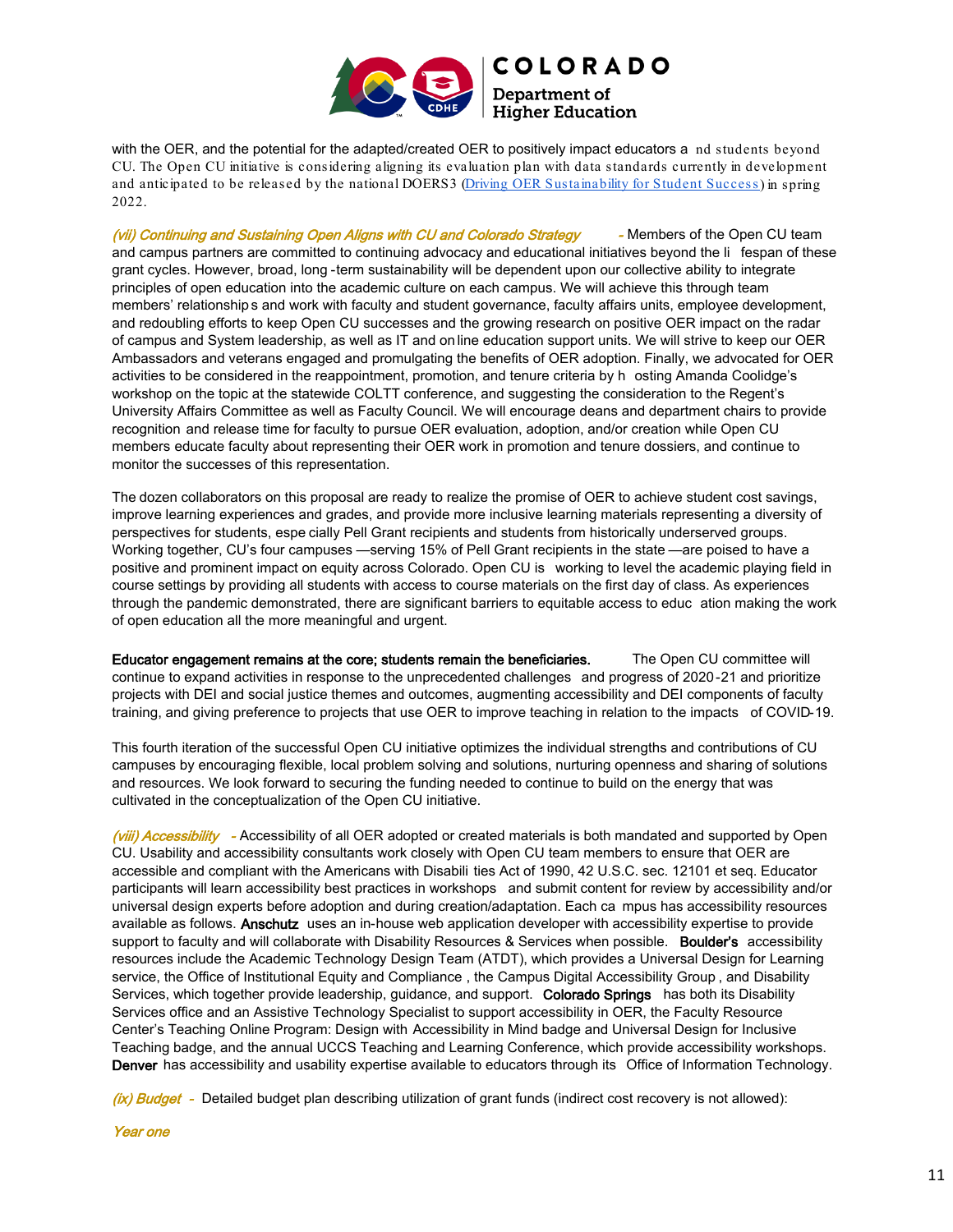with the OER, and the potential for the adapted/created OER to positively impact educators and students beyond CU. The Open CU initiative is considering aligning its evaluation plan with data standards currently in development and anticipated to be released by the national DOERS3 ([Driving OER Sustainability for Student Success]()) in spring 2022.

*(vii) Continuing and Sustaining Open Aligns with CU and Colorado Strategy* - Members of the Open CU team and campus partners are committed to continuing advocacy and educational initiatives beyond the lifespan of these grant cycles. However, broad, long-term sustainability will be dependent upon our collective ability to integrate principles of open education into the academic culture on each campus. We will achieve this through team members' relationships and work with faculty and student governance, faculty affairs units, employee development, and redoubling efforts to keep Open CU successes and the growing research on positive OER impact on the radar of campus and System leadership, as well as IT and online education support units. We will strive to keep our OER Ambassadors and veterans engaged and promulgating the benefits of OER adoption. Finally, we advocated for OER activities to be considered in the reappointment, promotion, and tenure criteria by hosting Amanda Coolidge's workshop on the topic at the statewide COLTT conference, and suggesting the consideration to the Regent's University Affairs Committee as well as Faculty Council. We will encourage deans and department chairs to provide recognition and release time for faculty to pursue OER evaluation, adoption, and/or creation while Open CU members educate faculty about representing their OER work in promotion and tenure dossiers, and continue to monitor the successes of this representation.

The dozen collaborators on this proposal are ready to realize the promise of OER to achieve student cost savings, improve learning experiences and grades, and provide more inclusive learning materials representing a diversity of perspectives for students, especially Pell Grant recipients and students from historically underserved groups. Working together, CU's four campuses—serving 15% of Pell Grant recipients in the state—are poised to have a positive and prominent impact on equity across Colorado. Open CU is working to level the academic playing field in course settings by providing all students with access to course materials on the first day of class. As experiences through the pandemic demonstrated, there are significant barriers to equitable access to education making the work of open education all the more meaningful and urgent.

**Educator engagement remains at the core; students remain the beneficiaries.** The Open CU committee will continue to expand activities in response to the unprecedented challenges and progress of 2020-21 and prioritize projects with DEI and social justice themes and outcomes, augmenting accessibility and DEI components of faculty training, and giving preference to projects that use OER to improve teaching in relation to the impacts of COVID-19.

This fourth iteration of the successful Open CU initiative optimizes the individual strengths and contributions of CU campuses by encouraging flexible, local problem solving and solutions, nurturing openness and sharing of solutions and resources. We look forward to securing the funding needed to continue to build on the energy that was cultivated in the conceptualization of the Open CU initiative.

*(viii) Accessibility* - Accessibility of all OER adopted or created materials is both mandated and supported by Open CU. Usability and accessibility consultants work closely with Open CU team members to ensure that OER are accessible and compliant with the Americans with Disabilities Act of 1990, 42 U.S.C. sec. 12101 et seq. Educator participants will learn accessibility best practices in workshops and submit content for review by accessibility and/or universal design experts before adoption and during creation/adaptation. Each campus has accessibility resources available as follows. **Anschutz** uses an in-house web application developer with accessibility expertise to provide support to faculty and will collaborate with Disability Resources & Services when possible. **Boulder's** accessibility resources include the Academic Technology Design Team (ATDT), which provides a Universal Design for Learning service, the Office of Institutional Equity and Compliance, the Campus Digital Accessibility Group, and Disability Services, which together provide leadership, guidance, and support. **Colorado Springs** has both its Disability Services office and an Assistive Technology Specialist to support accessibility in OER, the Faculty Resource Center's Teaching Online Program: Design with Accessibility in Mind badge and Universal Design for Inclusive Teaching badge, and the annual UCCS Teaching and Learning Conference, which provide accessibility workshops. **Denver** has accessibility and usability expertise available to educators through its Office of Information Technology.

*(ix) Budget* - Detailed budget plan describing utilization of grant funds (indirect cost recovery is not allowed):

*Year one*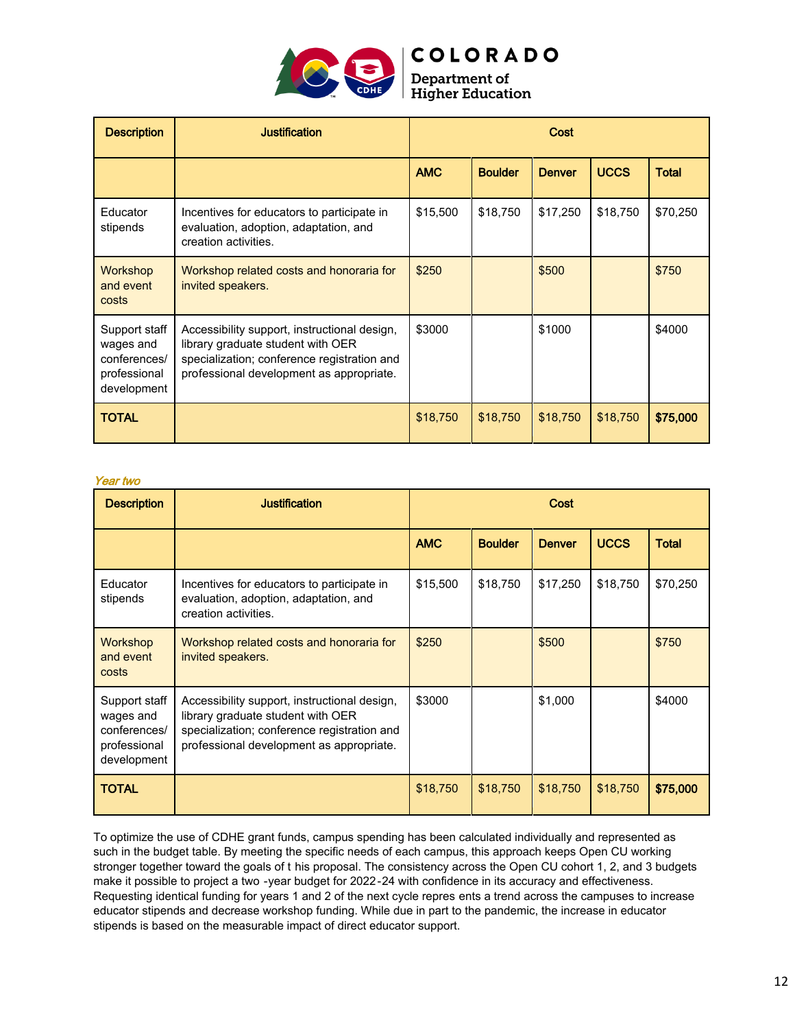| Description | Justification | Cost | | | | |
|---|---|---|---|---|---|---|
| | | AMC | Boulder | Denver | UCCS | Total |
| Educator stipends | Incentives for educators to participate in evaluation, adoption, adaptation, and creation activities. | $15,500 | $18,750 | $17,250 | $18,750 | $70,250 |
| Workshop and event costs | Workshop related costs and honoraria for invited speakers. | $250 | | $500 | | $750 |
| Support staff wages and conferences/ professional development | Accessibility support, instructional design, library graduate student with OER specialization; conference registration and professional development as appropriate. | $3000 | | $1000 | | $4000 |
| **TOTAL** | | $18,750 | $18,750 | $18,750 | $18,750 | **$75,000** |

*Year two*

| Description | Justification | Cost | | | | |
|---|---|---|---|---|---|---|
| | | AMC | Boulder | Denver | UCCS | Total |
| Educator stipends | Incentives for educators to participate in evaluation, adoption, adaptation, and creation activities. | $15,500 | $18,750 | $17,250 | $18,750 | $70,250 |
| Workshop and event costs | Workshop related costs and honoraria for invited speakers. | $250 | | $500 | | $750 |
| Support staff wages and conferences/ professional development | Accessibility support, instructional design, library graduate student with OER specialization; conference registration and professional development as appropriate. | $3000 | | $1,000 | | $4000 |
| **TOTAL** | | $18,750 | $18,750 | $18,750 | $18,750 | **$75,000** |

To optimize the use of CDHE grant funds, campus spending has been calculated individually and represented as such in the budget table. By meeting the specific needs of each campus, this approach keeps Open CU working stronger together toward the goals of t his proposal. The consistency across the Open CU cohort 1, 2, and 3 budgets make it possible to project a two -year budget for 2022-24 with confidence in its accuracy and effectiveness. Requesting identical funding for years 1 and 2 of the next cycle repres ents a trend across the campuses to increase educator stipends and decrease workshop funding. While due in part to the pandemic, the increase in educator stipends is based on the measurable impact of direct educator support.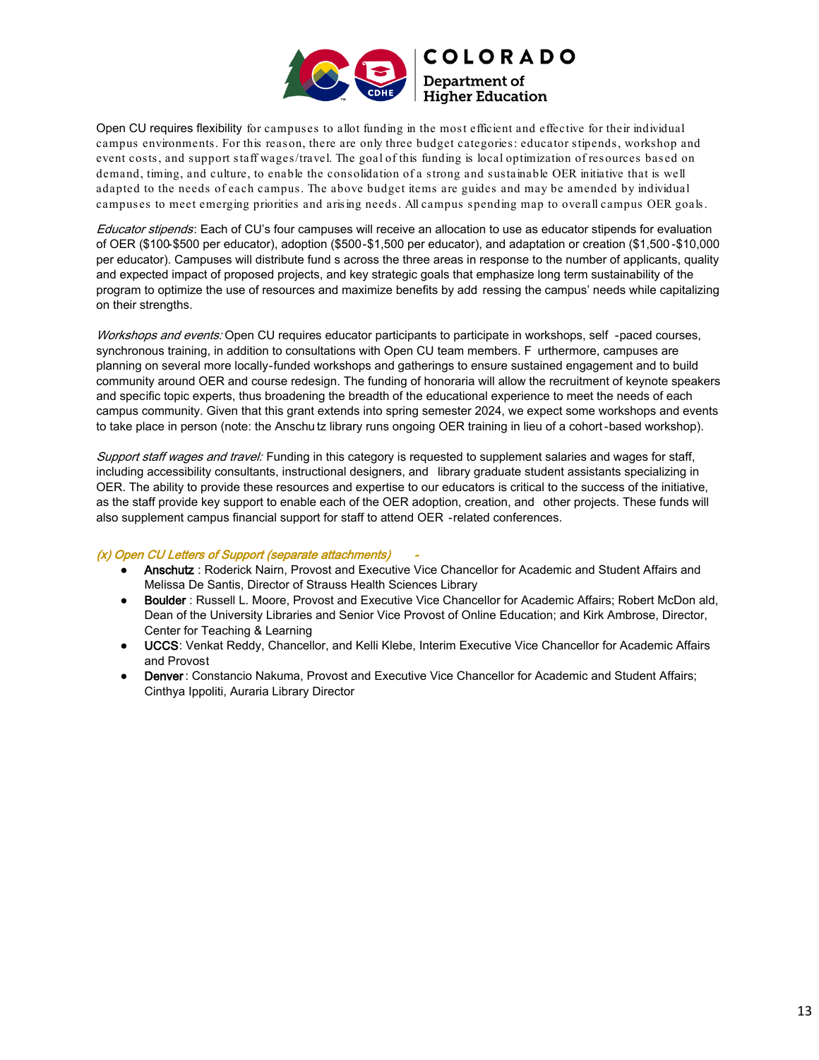Open CU requires flexibility for campuses to allot funding in the most efficient and effective for their individual campus environments. For this reason, there are only three budget categories: educator stipends, workshop and event costs, and support staff wages/travel. The goal of this funding is local optimization of resources based on demand, timing, and culture, to enable the consolidation of a strong and sustainable OER initiative that is well adapted to the needs of each campus. The above budget items are guides and may be amended by individual campuses to meet emerging priorities and arising needs. All campus spending map to overall campus OER goals.

*Educator stipends*: Each of CU's four campuses will receive an allocation to use as educator stipends for evaluation of OER ($100-$500 per educator), adoption ($500-$1,500 per educator), and adaptation or creation ($1,500-$10,000 per educator). Campuses will distribute funds across the three areas in response to the number of applicants, quality and expected impact of proposed projects, and key strategic goals that emphasize long term sustainability of the program to optimize the use of resources and maximize benefits by addressing the campus' needs while capitalizing on their strengths.

*Workshops and events:* Open CU requires educator participants to participate in workshops, self-paced courses, synchronous training, in addition to consultations with Open CU team members. Furthermore, campuses are planning on several more locally-funded workshops and gatherings to ensure sustained engagement and to build community around OER and course redesign. The funding of honoraria will allow the recruitment of keynote speakers and specific topic experts, thus broadening the breadth of the educational experience to meet the needs of each campus community. Given that this grant extends into spring semester 2024, we expect some workshops and events to take place in person (note: the Anschutz library runs ongoing OER training in lieu of a cohort-based workshop).

*Support staff wages and travel:* Funding in this category is requested to supplement salaries and wages for staff, including accessibility consultants, instructional designers, and library graduate student assistants specializing in OER. The ability to provide these resources and expertise to our educators is critical to the success of the initiative, as the staff provide key support to enable each of the OER adoption, creation, and other projects. These funds will also supplement campus financial support for staff to attend OER-related conferences.

### *(x) Open CU Letters of Support (separate attachments)*

- **Anschutz**: Roderick Nairn, Provost and Executive Vice Chancellor for Academic and Student Affairs and Melissa De Santis, Director of Strauss Health Sciences Library
- **Boulder**: Russell L. Moore, Provost and Executive Vice Chancellor for Academic Affairs; Robert McDonald, Dean of the University Libraries and Senior Vice Provost of Online Education; and Kirk Ambrose, Director, Center for Teaching & Learning
- **UCCS**: Venkat Reddy, Chancellor, and Kelli Klebe, Interim Executive Vice Chancellor for Academic Affairs and Provost
- **Denver**: Constancio Nakuma, Provost and Executive Vice Chancellor for Academic and Student Affairs; Cinthya Ippoliti, Auraria Library Director